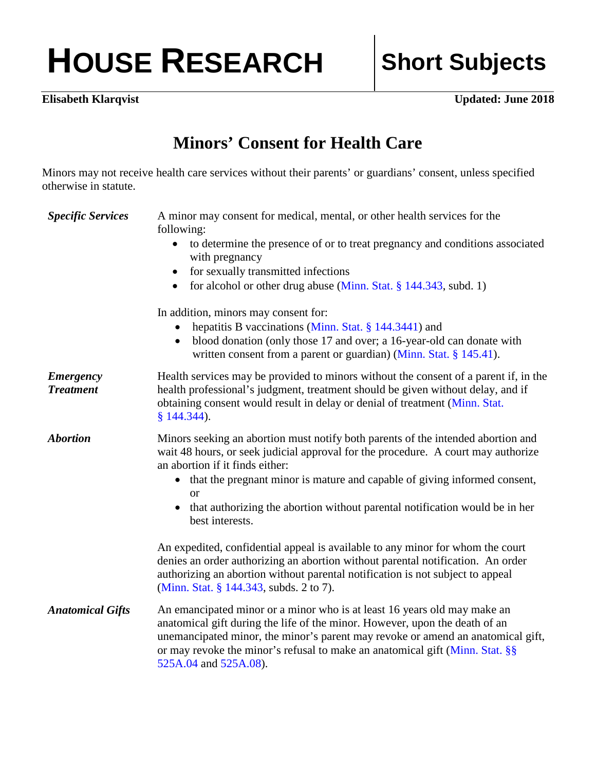# HOUSE RESEARCH | Short Subjects

**Elisabeth Klarqvist** **Updated: June 2018**

## Minors' Consent for Health Care

Minors may not receive health care services without their parents' or guardians' consent, unless specified otherwise in statute.

### *Specific Services*

A minor may consent for medical, mental, or other health services for the following:

- to determine the presence of or to treat pregnancy and conditions associated with pregnancy
- for sexually transmitted infections
- for alcohol or other drug abuse (Minn. Stat. § 144.343, subd. 1)

In addition, minors may consent for:

- hepatitis B vaccinations (Minn. Stat. § 144.3441) and
- blood donation (only those 17 and over; a 16-year-old can donate with written consent from a parent or guardian) (Minn. Stat. § 145.41).

### *Emergency Treatment*

Health services may be provided to minors without the consent of a parent if, in the health professional's judgment, treatment should be given without delay, and if obtaining consent would result in delay or denial of treatment (Minn. Stat. § 144.344).

### *Abortion*

Minors seeking an abortion must notify both parents of the intended abortion and wait 48 hours, or seek judicial approval for the procedure. A court may authorize an abortion if it finds either:

- that the pregnant minor is mature and capable of giving informed consent, or
- that authorizing the abortion without parental notification would be in her best interests.

An expedited, confidential appeal is available to any minor for whom the court denies an order authorizing an abortion without parental notification. An order authorizing an abortion without parental notification is not subject to appeal (Minn. Stat. § 144.343, subds. 2 to 7).

### *Anatomical Gifts*

An emancipated minor or a minor who is at least 16 years old may make an anatomical gift during the life of the minor. However, upon the death of an unemancipated minor, the minor's parent may revoke or amend an anatomical gift, or may revoke the minor's refusal to make an anatomical gift (Minn. Stat. §§ 525A.04 and 525A.08).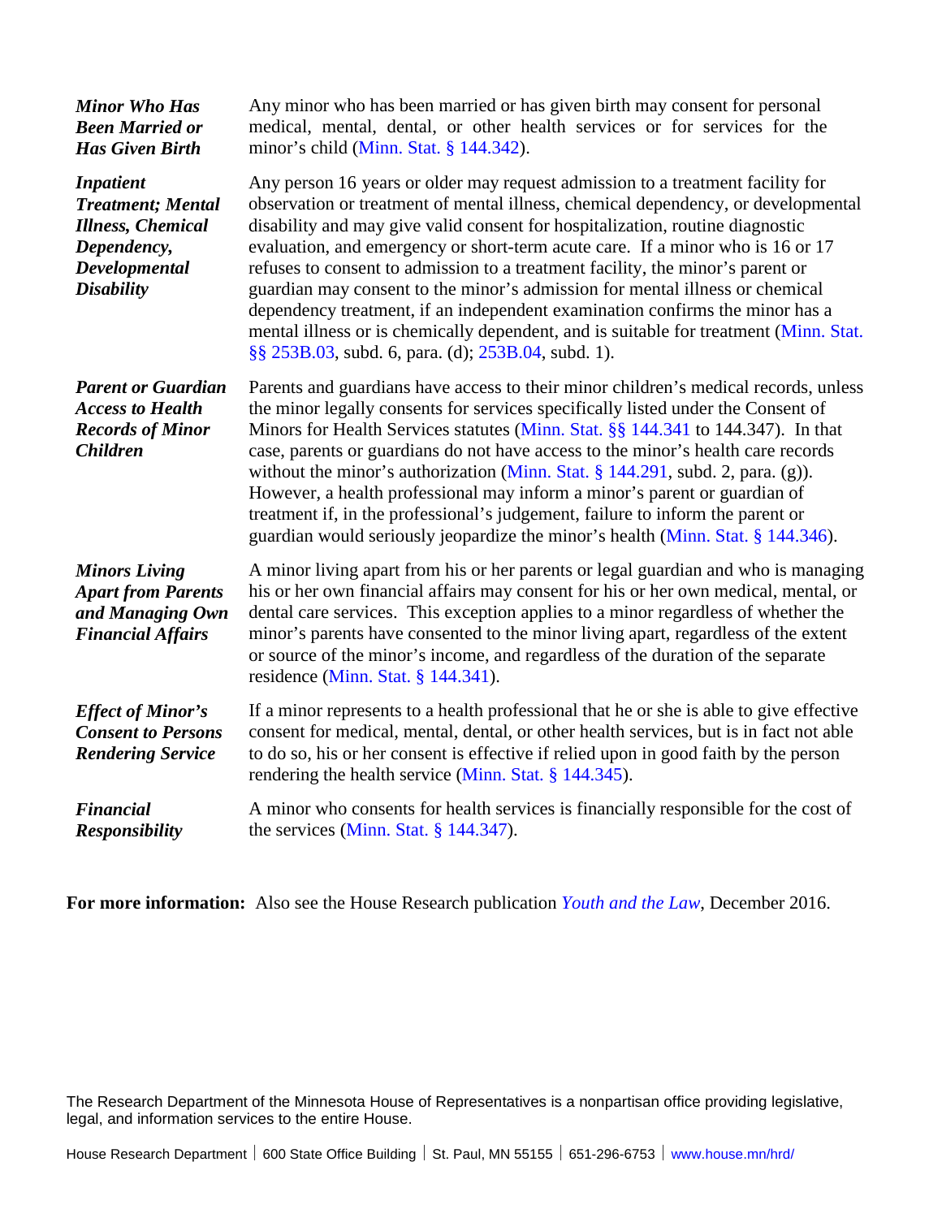**_Minor Who Has Been Married or Has Given Birth_**

Any minor who has been married or has given birth may consent for personal medical, mental, dental, or other health services or for services for the minor's child (Minn. Stat. § 144.342).

**_Inpatient Treatment; Mental Illness, Chemical Dependency, Developmental Disability_**

Any person 16 years or older may request admission to a treatment facility for observation or treatment of mental illness, chemical dependency, or developmental disability and may give valid consent for hospitalization, routine diagnostic evaluation, and emergency or short-term acute care. If a minor who is 16 or 17 refuses to consent to admission to a treatment facility, the minor's parent or guardian may consent to the minor's admission for mental illness or chemical dependency treatment, if an independent examination confirms the minor has a mental illness or is chemically dependent, and is suitable for treatment (Minn. Stat. §§ 253B.03, subd. 6, para. (d); 253B.04, subd. 1).

**_Parent or Guardian Access to Health Records of Minor Children_**

Parents and guardians have access to their minor children's medical records, unless the minor legally consents for services specifically listed under the Consent of Minors for Health Services statutes (Minn. Stat. §§ 144.341 to 144.347). In that case, parents or guardians do not have access to the minor's health care records without the minor's authorization (Minn. Stat. § 144.291, subd. 2, para. (g)). However, a health professional may inform a minor's parent or guardian of treatment if, in the professional's judgement, failure to inform the parent or guardian would seriously jeopardize the minor's health (Minn. Stat. § 144.346).

**_Minors Living Apart from Parents and Managing Own Financial Affairs_**

A minor living apart from his or her parents or legal guardian and who is managing his or her own financial affairs may consent for his or her own medical, mental, or dental care services. This exception applies to a minor regardless of whether the minor's parents have consented to the minor living apart, regardless of the extent or source of the minor's income, and regardless of the duration of the separate residence (Minn. Stat. § 144.341).

**_Effect of Minor's Consent to Persons Rendering Service_**

If a minor represents to a health professional that he or she is able to give effective consent for medical, mental, dental, or other health services, but is in fact not able to do so, his or her consent is effective if relied upon in good faith by the person rendering the health service (Minn. Stat. § 144.345).

**_Financial Responsibility_**

A minor who consents for health services is financially responsible for the cost of the services (Minn. Stat. § 144.347).

**For more information:** Also see the House Research publication *Youth and the Law*, December 2016.

The Research Department of the Minnesota House of Representatives is a nonpartisan office providing legislative, legal, and information services to the entire House.

House Research Department | 600 State Office Building | St. Paul, MN 55155 | 651-296-6753 | www.house.mn/hrd/